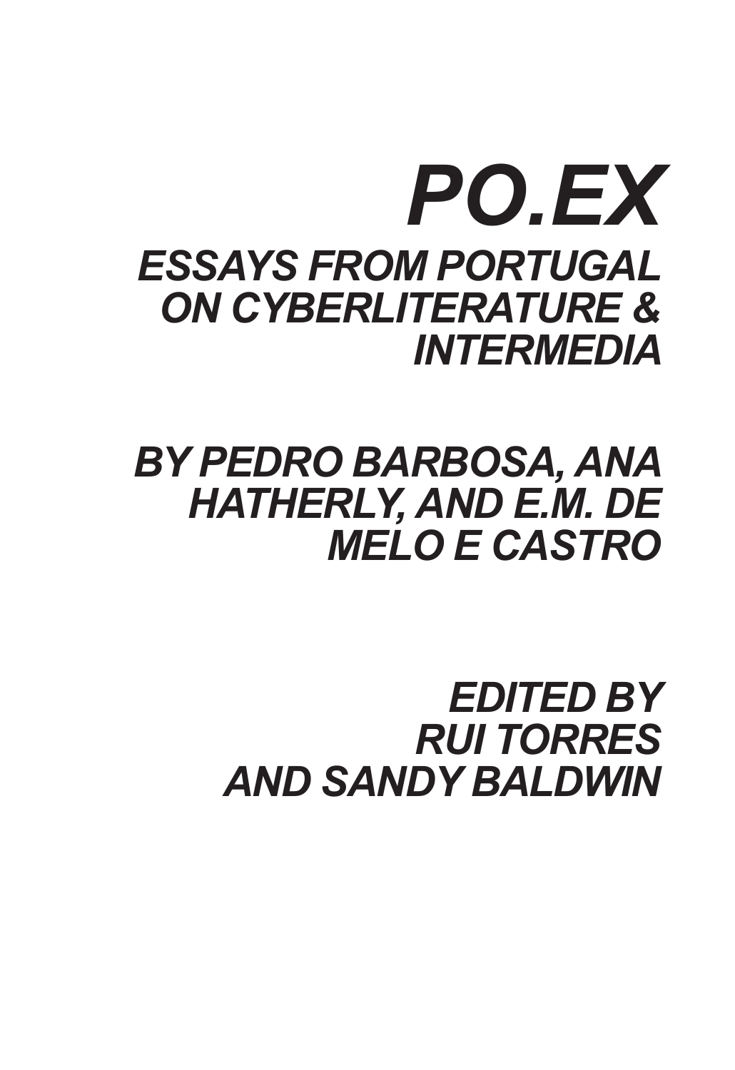# PO.EX

## ESSAYS FROM PORTUGAL ON CYBERLITERATURE & INTERMEDIA

### BY PEDRO BARBOSA, ANA HATHERLY, AND E.M. DE MELO E CASTRO

### EDITED BY RUI TORRES AND SANDY BALDWIN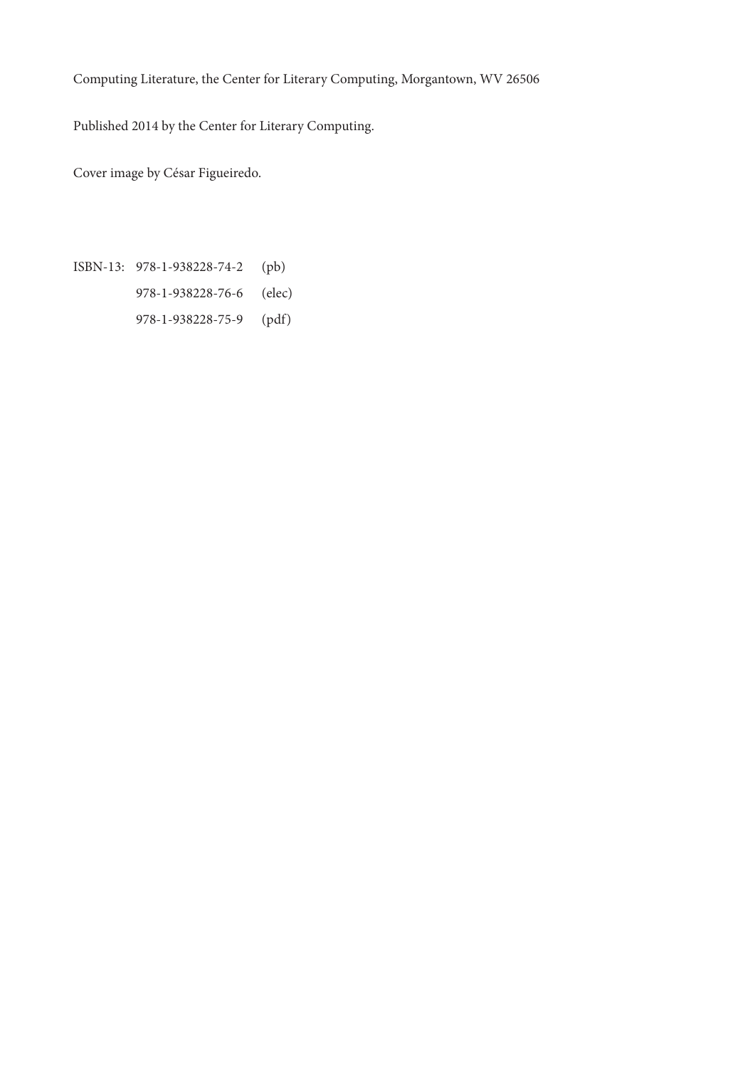Computing Literature, the Center for Literary Computing, Morgantown, WV 26506

Published 2014 by the Center for Literary Computing.

Cover image by César Figueiredo.

ISBN-13: 978-1-938228-74-2 (pb)

978-1-938228-76-6 (elec)

978-1-938228-75-9 (pdf)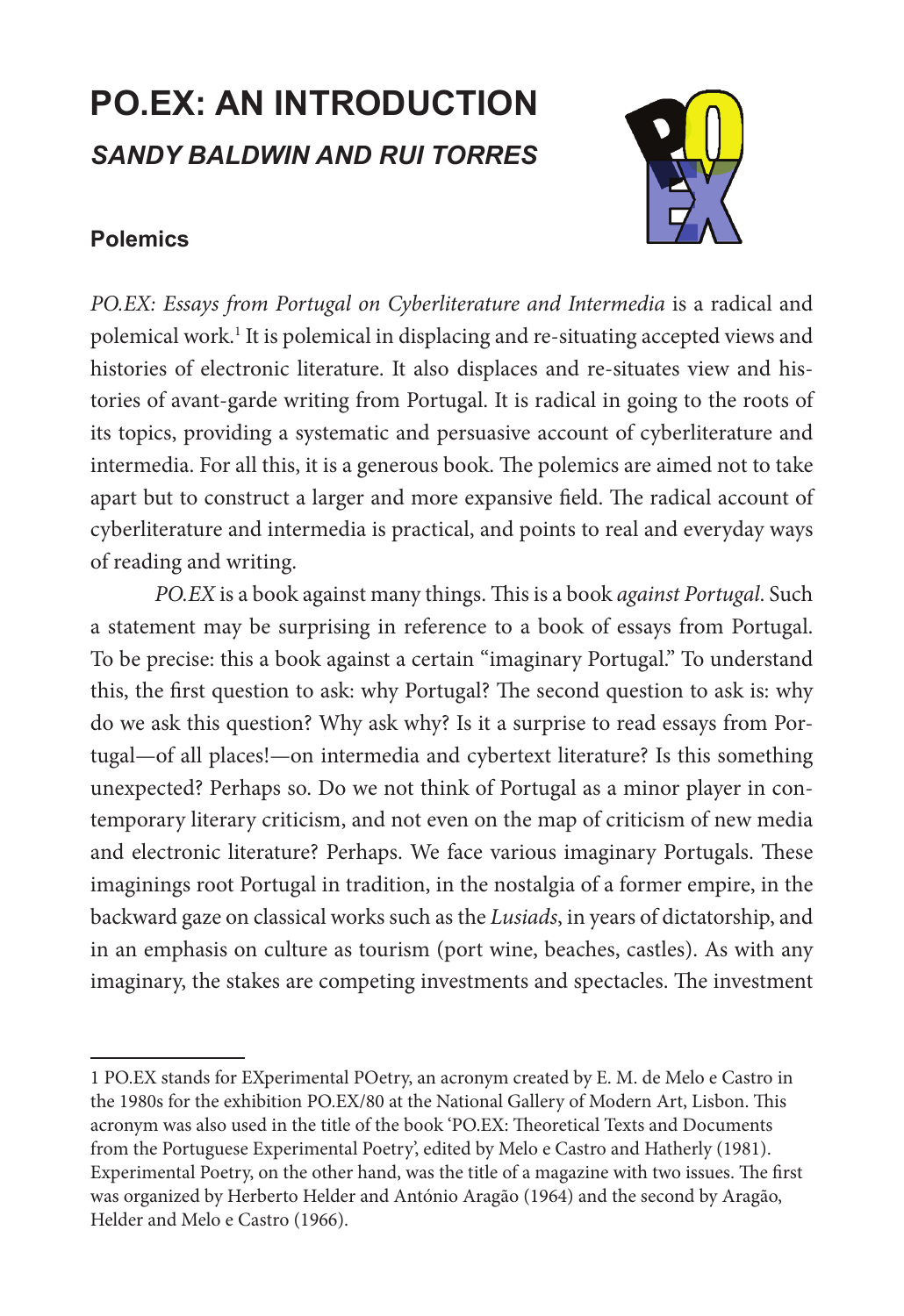# PO.EX: AN INTRODUCTION

## *SANDY BALDWIN AND RUI TORRES*

### Polemics

*PO.EX: Essays from Portugal on Cyberliterature and Intermedia* is a radical and polemical work.[1] It is polemical in displacing and re-situating accepted views and histories of electronic literature. It also displaces and re-situates view and histories of avant-garde writing from Portugal. It is radical in going to the roots of its topics, providing a systematic and persuasive account of cyberliterature and intermedia. For all this, it is a generous book. The polemics are aimed not to take apart but to construct a larger and more expansive field. The radical account of cyberliterature and intermedia is practical, and points to real and everyday ways of reading and writing.

*PO.EX* is a book against many things. This is a book *against Portugal*. Such a statement may be surprising in reference to a book of essays from Portugal. To be precise: this a book against a certain "imaginary Portugal." To understand this, the first question to ask: why Portugal? The second question to ask is: why do we ask this question? Why ask why? Is it a surprise to read essays from Portugal—of all places!—on intermedia and cybertext literature? Is this something unexpected? Perhaps so. Do we not think of Portugal as a minor player in contemporary literary criticism, and not even on the map of criticism of new media and electronic literature? Perhaps. We face various imaginary Portugals. These imaginings root Portugal in tradition, in the nostalgia of a former empire, in the backward gaze on classical works such as the *Lusiads*, in years of dictatorship, and in an emphasis on culture as tourism (port wine, beaches, castles). As with any imaginary, the stakes are competing investments and spectacles. The investment

---

1 PO.EX stands for EXperimental POetry, an acronym created by E. M. de Melo e Castro in the 1980s for the exhibition PO.EX/80 at the National Gallery of Modern Art, Lisbon. This acronym was also used in the title of the book 'PO.EX: Theoretical Texts and Documents from the Portuguese Experimental Poetry', edited by Melo e Castro and Hatherly (1981). Experimental Poetry, on the other hand, was the title of a magazine with two issues. The first was organized by Herberto Helder and António Aragão (1964) and the second by Aragão, Helder and Melo e Castro (1966).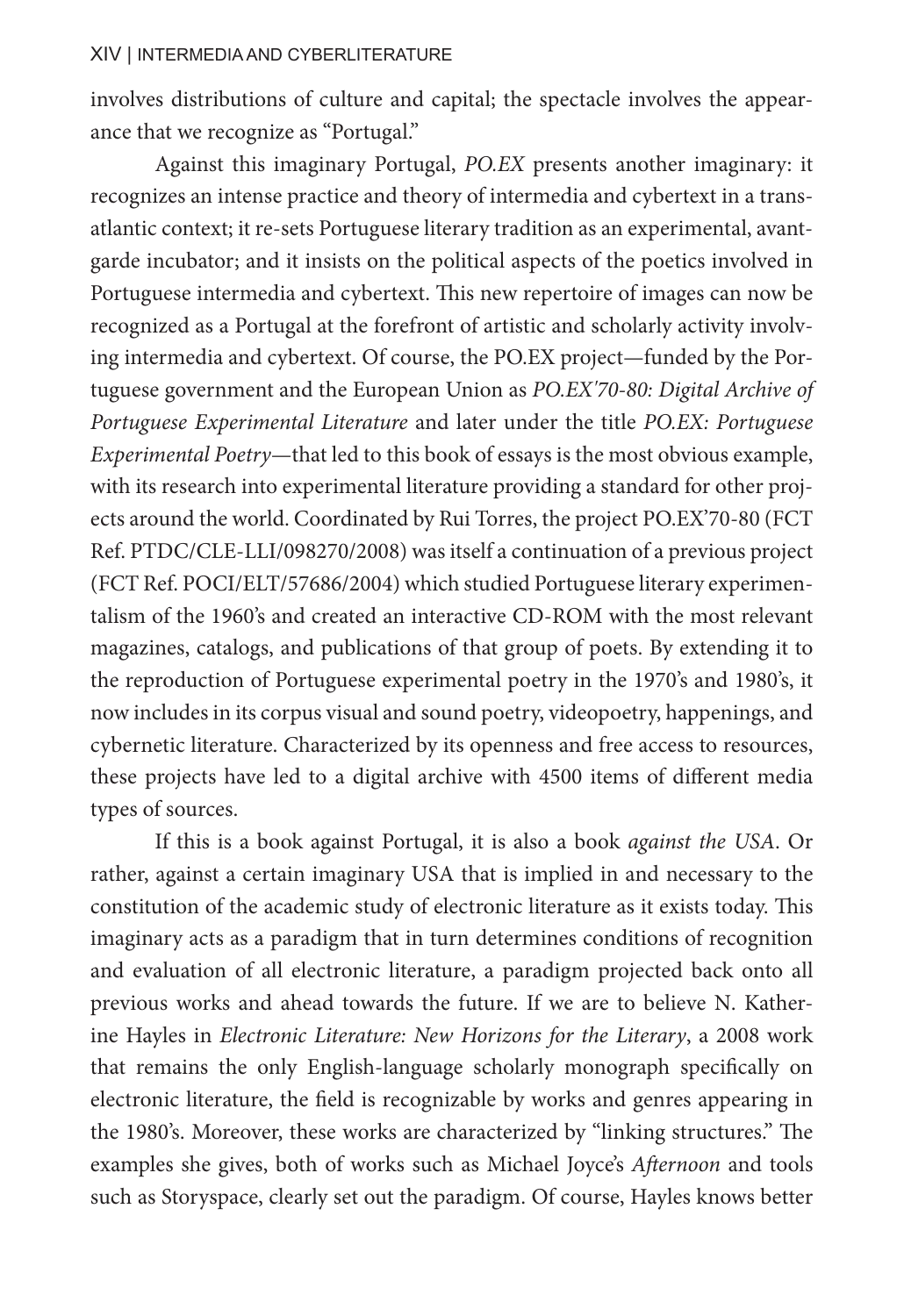involves distributions of culture and capital; the spectacle involves the appearance that we recognize as "Portugal."

Against this imaginary Portugal, *PO.EX* presents another imaginary: it recognizes an intense practice and theory of intermedia and cybertext in a transatlantic context; it re-sets Portuguese literary tradition as an experimental, avant-garde incubator; and it insists on the political aspects of the poetics involved in Portuguese intermedia and cybertext. This new repertoire of images can now be recognized as a Portugal at the forefront of artistic and scholarly activity involving intermedia and cybertext. Of course, the PO.EX project—funded by the Portuguese government and the European Union as *PO.EX'70-80: Digital Archive of Portuguese Experimental Literature* and later under the title *PO.EX: Portuguese Experimental Poetry*—that led to this book of essays is the most obvious example, with its research into experimental literature providing a standard for other projects around the world. Coordinated by Rui Torres, the project PO.EX'70-80 (FCT Ref. PTDC/CLE-LLI/098270/2008) was itself a continuation of a previous project (FCT Ref. POCI/ELT/57686/2004) which studied Portuguese literary experimentalism of the 1960's and created an interactive CD-ROM with the most relevant magazines, catalogs, and publications of that group of poets. By extending it to the reproduction of Portuguese experimental poetry in the 1970's and 1980's, it now includes in its corpus visual and sound poetry, videopoetry, happenings, and cybernetic literature. Characterized by its openness and free access to resources, these projects have led to a digital archive with 4500 items of different media types of sources.

If this is a book against Portugal, it is also a book *against the USA*. Or rather, against a certain imaginary USA that is implied in and necessary to the constitution of the academic study of electronic literature as it exists today. This imaginary acts as a paradigm that in turn determines conditions of recognition and evaluation of all electronic literature, a paradigm projected back onto all previous works and ahead towards the future. If we are to believe N. Katherine Hayles in *Electronic Literature: New Horizons for the Literary*, a 2008 work that remains the only English-language scholarly monograph specifically on electronic literature, the field is recognizable by works and genres appearing in the 1980's. Moreover, these works are characterized by "linking structures." The examples she gives, both of works such as Michael Joyce's *Afternoon* and tools such as Storyspace, clearly set out the paradigm. Of course, Hayles knows better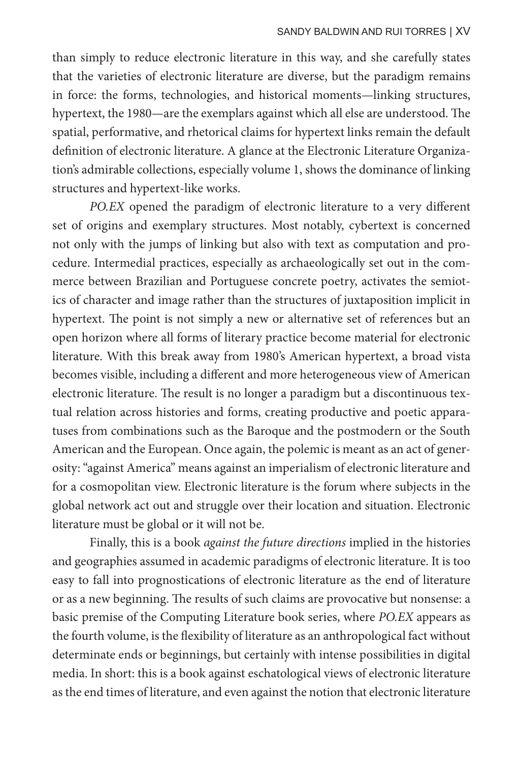than simply to reduce electronic literature in this way, and she carefully states that the varieties of electronic literature are diverse, but the paradigm remains in force: the forms, technologies, and historical moments—linking structures, hypertext, the 1980—are the exemplars against which all else are understood. The spatial, performative, and rhetorical claims for hypertext links remain the default definition of electronic literature. A glance at the Electronic Literature Organization's admirable collections, especially volume 1, shows the dominance of linking structures and hypertext-like works.

*PO.EX* opened the paradigm of electronic literature to a very different set of origins and exemplary structures. Most notably, cybertext is concerned not only with the jumps of linking but also with text as computation and procedure. Intermedial practices, especially as archaeologically set out in the commerce between Brazilian and Portuguese concrete poetry, activates the semiotics of character and image rather than the structures of juxtaposition implicit in hypertext. The point is not simply a new or alternative set of references but an open horizon where all forms of literary practice become material for electronic literature. With this break away from 1980's American hypertext, a broad vista becomes visible, including a different and more heterogeneous view of American electronic literature. The result is no longer a paradigm but a discontinuous textual relation across histories and forms, creating productive and poetic apparatuses from combinations such as the Baroque and the postmodern or the South American and the European. Once again, the polemic is meant as an act of generosity: "against America" means against an imperialism of electronic literature and for a cosmopolitan view. Electronic literature is the forum where subjects in the global network act out and struggle over their location and situation. Electronic literature must be global or it will not be.

Finally, this is a book *against the future directions* implied in the histories and geographies assumed in academic paradigms of electronic literature. It is too easy to fall into prognostications of electronic literature as the end of literature or as a new beginning. The results of such claims are provocative but nonsense: a basic premise of the Computing Literature book series, where *PO.EX* appears as the fourth volume, is the flexibility of literature as an anthropological fact without determinate ends or beginnings, but certainly with intense possibilities in digital media. In short: this is a book against eschatological views of electronic literature as the end times of literature, and even against the notion that electronic literature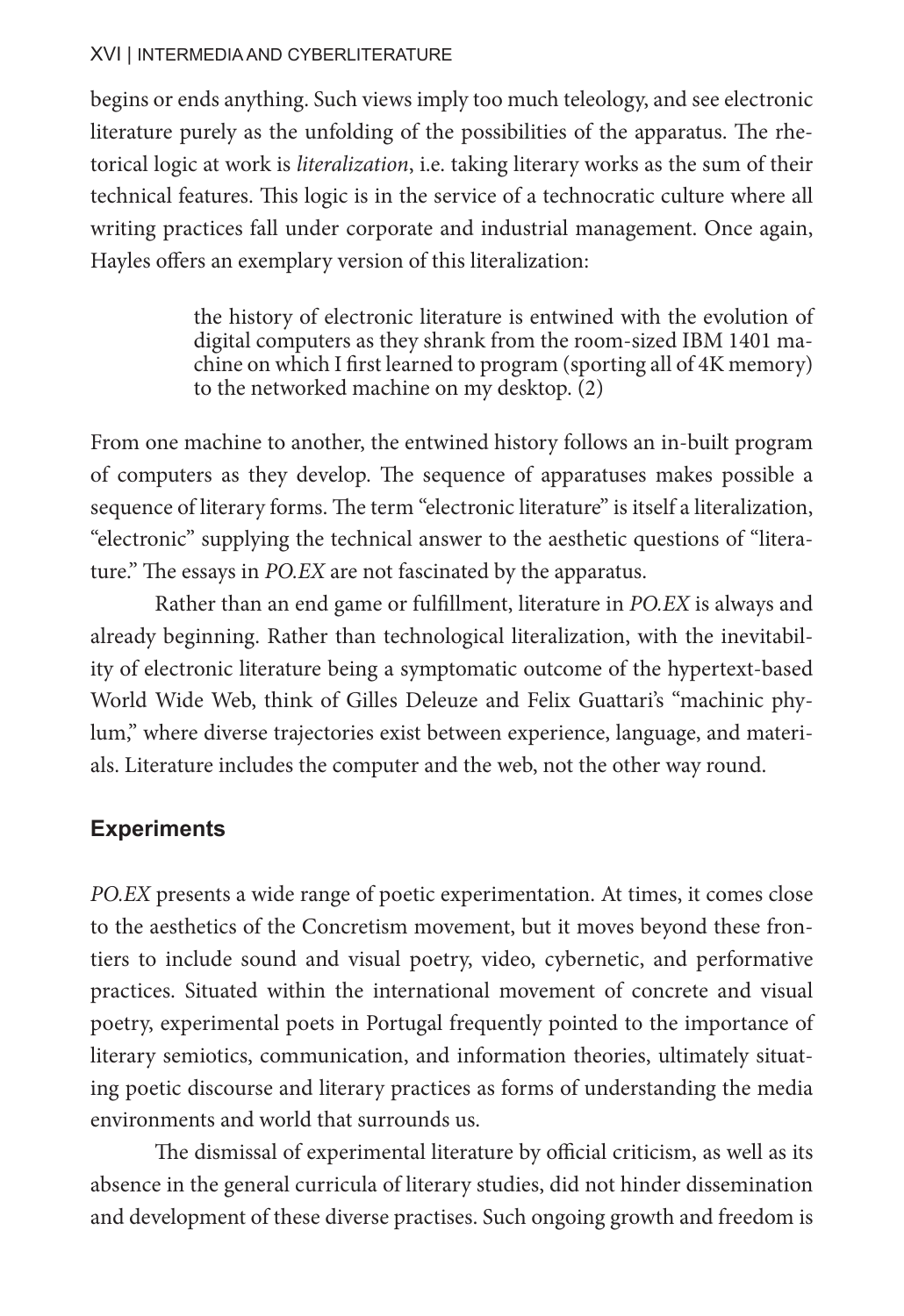begins or ends anything. Such views imply too much teleology, and see electronic literature purely as the unfolding of the possibilities of the apparatus. The rhetorical logic at work is *literalization*, i.e. taking literary works as the sum of their technical features. This logic is in the service of a technocratic culture where all writing practices fall under corporate and industrial management. Once again, Hayles offers an exemplary version of this literalization:

> the history of electronic literature is entwined with the evolution of digital computers as they shrank from the room-sized IBM 1401 machine on which I first learned to program (sporting all of 4K memory) to the networked machine on my desktop. (2)

From one machine to another, the entwined history follows an in-built program of computers as they develop. The sequence of apparatuses makes possible a sequence of literary forms. The term "electronic literature" is itself a literalization, "electronic" supplying the technical answer to the aesthetic questions of "literature." The essays in *PO.EX* are not fascinated by the apparatus.

Rather than an end game or fulfillment, literature in *PO.EX* is always and already beginning. Rather than technological literalization, with the inevitability of electronic literature being a symptomatic outcome of the hypertext-based World Wide Web, think of Gilles Deleuze and Felix Guattari's "machinic phylum," where diverse trajectories exist between experience, language, and materials. Literature includes the computer and the web, not the other way round.

## Experiments

*PO.EX* presents a wide range of poetic experimentation. At times, it comes close to the aesthetics of the Concretism movement, but it moves beyond these frontiers to include sound and visual poetry, video, cybernetic, and performative practices. Situated within the international movement of concrete and visual poetry, experimental poets in Portugal frequently pointed to the importance of literary semiotics, communication, and information theories, ultimately situating poetic discourse and literary practices as forms of understanding the media environments and world that surrounds us.

The dismissal of experimental literature by official criticism, as well as its absence in the general curricula of literary studies, did not hinder dissemination and development of these diverse practises. Such ongoing growth and freedom is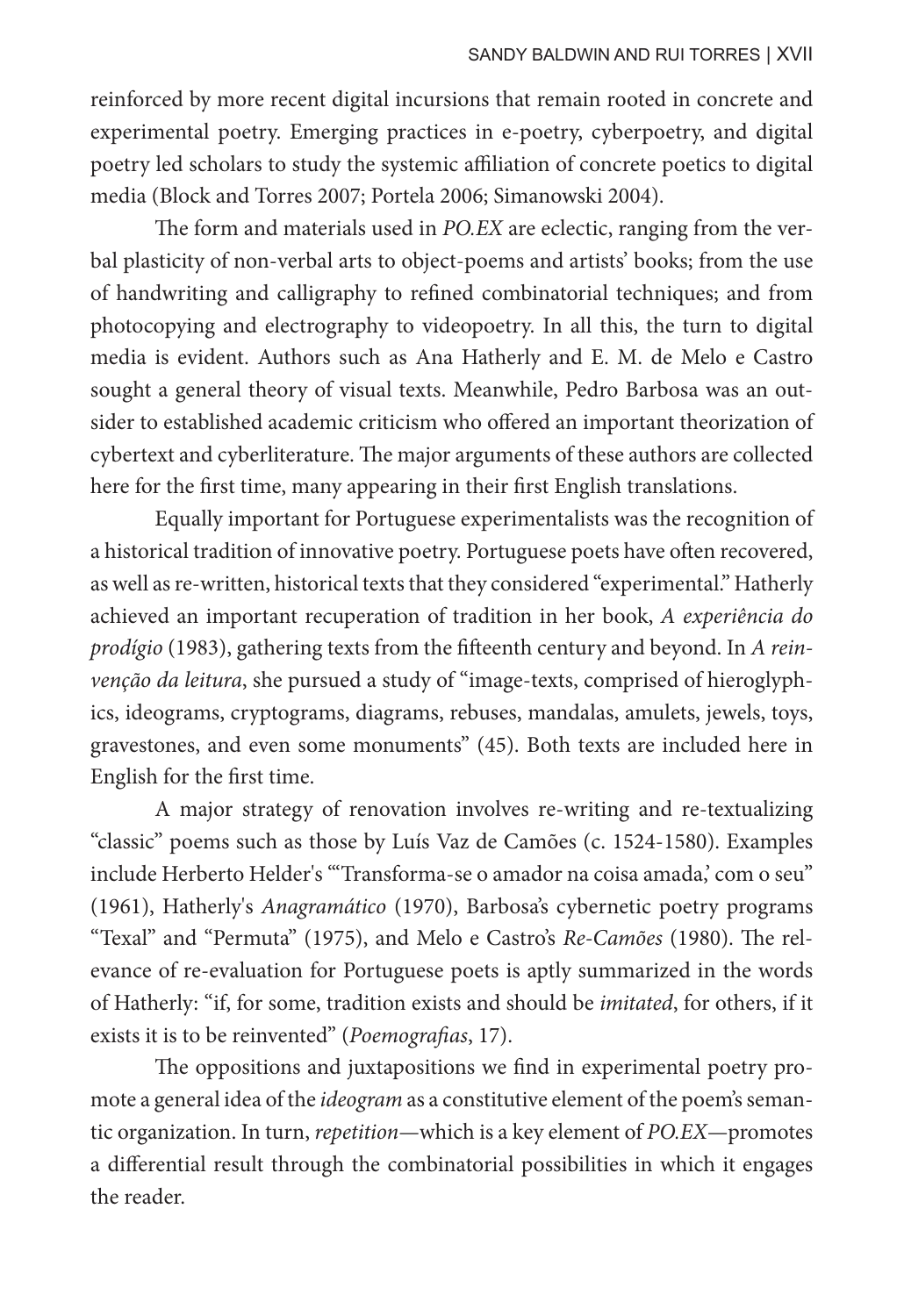reinforced by more recent digital incursions that remain rooted in concrete and experimental poetry. Emerging practices in e-poetry, cyberpoetry, and digital poetry led scholars to study the systemic affiliation of concrete poetics to digital media (Block and Torres 2007; Portela 2006; Simanowski 2004).

The form and materials used in *PO.EX* are eclectic, ranging from the verbal plasticity of non-verbal arts to object-poems and artists' books; from the use of handwriting and calligraphy to refined combinatorial techniques; and from photocopying and electrography to videopoetry. In all this, the turn to digital media is evident. Authors such as Ana Hatherly and E. M. de Melo e Castro sought a general theory of visual texts. Meanwhile, Pedro Barbosa was an outsider to established academic criticism who offered an important theorization of cybertext and cyberliterature. The major arguments of these authors are collected here for the first time, many appearing in their first English translations.

Equally important for Portuguese experimentalists was the recognition of a historical tradition of innovative poetry. Portuguese poets have often recovered, as well as re-written, historical texts that they considered "experimental." Hatherly achieved an important recuperation of tradition in her book, *A experiência do prodígio* (1983), gathering texts from the fifteenth century and beyond. In *A reinvenção da leitura*, she pursued a study of "image-texts, comprised of hieroglyphics, ideograms, cryptograms, diagrams, rebuses, mandalas, amulets, jewels, toys, gravestones, and even some monuments" (45). Both texts are included here in English for the first time.

A major strategy of renovation involves re-writing and re-textualizing "classic" poems such as those by Luís Vaz de Camões (c. 1524-1580). Examples include Herberto Helder's "'Transforma-se o amador na coisa amada,' com o seu" (1961), Hatherly's *Anagramático* (1970), Barbosa's cybernetic poetry programs "Texal" and "Permuta" (1975), and Melo e Castro's *Re-Camões* (1980). The relevance of re-evaluation for Portuguese poets is aptly summarized in the words of Hatherly: "if, for some, tradition exists and should be *imitated*, for others, if it exists it is to be reinvented" (*Poemografias*, 17).

The oppositions and juxtapositions we find in experimental poetry promote a general idea of the *ideogram* as a constitutive element of the poem's semantic organization. In turn, *repetition*—which is a key element of *PO.EX*—promotes a differential result through the combinatorial possibilities in which it engages the reader.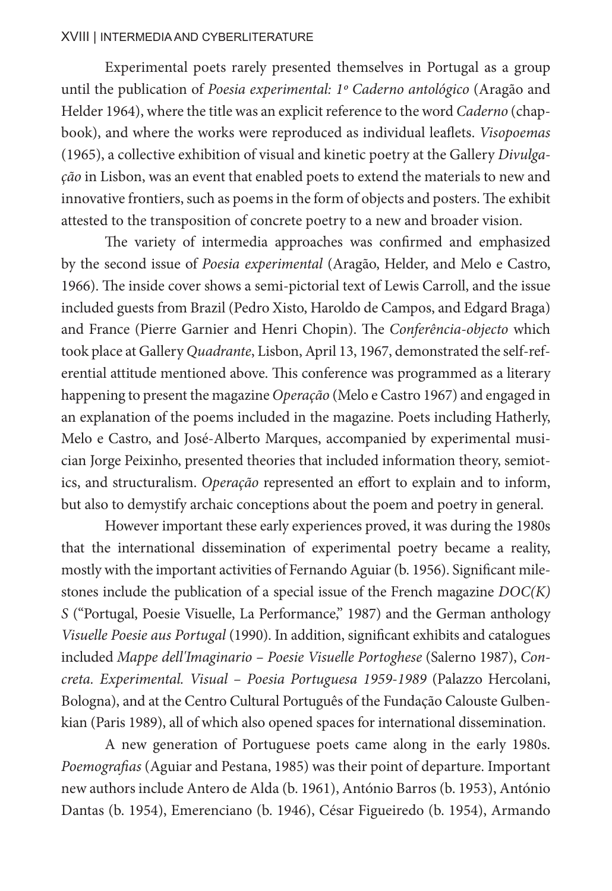Experimental poets rarely presented themselves in Portugal as a group until the publication of *Poesia experimental: 1º Caderno antológico* (Aragão and Helder 1964), where the title was an explicit reference to the word *Caderno* (chapbook), and where the works were reproduced as individual leaflets. *Visopoemas* (1965), a collective exhibition of visual and kinetic poetry at the Gallery *Divulgação* in Lisbon, was an event that enabled poets to extend the materials to new and innovative frontiers, such as poems in the form of objects and posters. The exhibit attested to the transposition of concrete poetry to a new and broader vision.

The variety of intermedia approaches was confirmed and emphasized by the second issue of *Poesia experimental* (Aragão, Helder, and Melo e Castro, 1966). The inside cover shows a semi-pictorial text of Lewis Carroll, and the issue included guests from Brazil (Pedro Xisto, Haroldo de Campos, and Edgard Braga) and France (Pierre Garnier and Henri Chopin). The *Conferência-objecto* which took place at Gallery *Quadrante*, Lisbon, April 13, 1967, demonstrated the self-referential attitude mentioned above. This conference was programmed as a literary happening to present the magazine *Operação* (Melo e Castro 1967) and engaged in an explanation of the poems included in the magazine. Poets including Hatherly, Melo e Castro, and José-Alberto Marques, accompanied by experimental musician Jorge Peixinho, presented theories that included information theory, semiotics, and structuralism. *Operação* represented an effort to explain and to inform, but also to demystify archaic conceptions about the poem and poetry in general.

However important these early experiences proved, it was during the 1980s that the international dissemination of experimental poetry became a reality, mostly with the important activities of Fernando Aguiar (b. 1956). Significant milestones include the publication of a special issue of the French magazine *DOC(K)S* ("Portugal, Poesie Visuelle, La Performance," 1987) and the German anthology *Visuelle Poesie aus Portugal* (1990). In addition, significant exhibits and catalogues included *Mappe dell'Imaginario – Poesie Visuelle Portoghese* (Salerno 1987), *Concreta. Experimental. Visual – Poesia Portuguesa 1959-1989* (Palazzo Hercolani, Bologna), and at the Centro Cultural Português of the Fundação Calouste Gulbenkian (Paris 1989), all of which also opened spaces for international dissemination.

A new generation of Portuguese poets came along in the early 1980s. *Poemografias* (Aguiar and Pestana, 1985) was their point of departure. Important new authors include Antero de Alda (b. 1961), António Barros (b. 1953), António Dantas (b. 1954), Emerenciano (b. 1946), César Figueiredo (b. 1954), Armando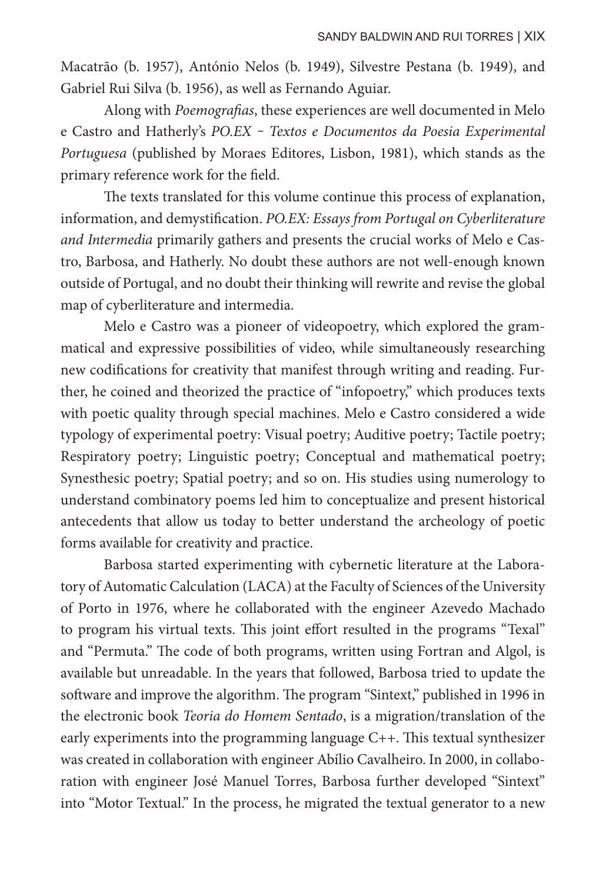Macatrão (b. 1957), António Nelos (b. 1949), Silvestre Pestana (b. 1949), and Gabriel Rui Silva (b. 1956), as well as Fernando Aguiar.

Along with *Poemografias*, these experiences are well documented in Melo e Castro and Hatherly's *PO.EX – Textos e Documentos da Poesia Experimental Portuguesa* (published by Moraes Editores, Lisbon, 1981), which stands as the primary reference work for the field.

The texts translated for this volume continue this process of explanation, information, and demystification. *PO.EX: Essays from Portugal on Cyberliterature and Intermedia* primarily gathers and presents the crucial works of Melo e Castro, Barbosa, and Hatherly. No doubt these authors are not well-enough known outside of Portugal, and no doubt their thinking will rewrite and revise the global map of cyberliterature and intermedia.

Melo e Castro was a pioneer of videopoetry, which explored the grammatical and expressive possibilities of video, while simultaneously researching new codifications for creativity that manifest through writing and reading. Further, he coined and theorized the practice of "infopoetry," which produces texts with poetic quality through special machines. Melo e Castro considered a wide typology of experimental poetry: Visual poetry; Auditive poetry; Tactile poetry; Respiratory poetry; Linguistic poetry; Conceptual and mathematical poetry; Synesthesic poetry; Spatial poetry; and so on. His studies using numerology to understand combinatory poems led him to conceptualize and present historical antecedents that allow us today to better understand the archeology of poetic forms available for creativity and practice.

Barbosa started experimenting with cybernetic literature at the Laboratory of Automatic Calculation (LACA) at the Faculty of Sciences of the University of Porto in 1976, where he collaborated with the engineer Azevedo Machado to program his virtual texts. This joint effort resulted in the programs "Texal" and "Permuta." The code of both programs, written using Fortran and Algol, is available but unreadable. In the years that followed, Barbosa tried to update the software and improve the algorithm. The program "Sintext," published in 1996 in the electronic book *Teoria do Homem Sentado*, is a migration/translation of the early experiments into the programming language C++. This textual synthesizer was created in collaboration with engineer Abílio Cavalheiro. In 2000, in collaboration with engineer José Manuel Torres, Barbosa further developed "Sintext" into "Motor Textual." In the process, he migrated the textual generator to a new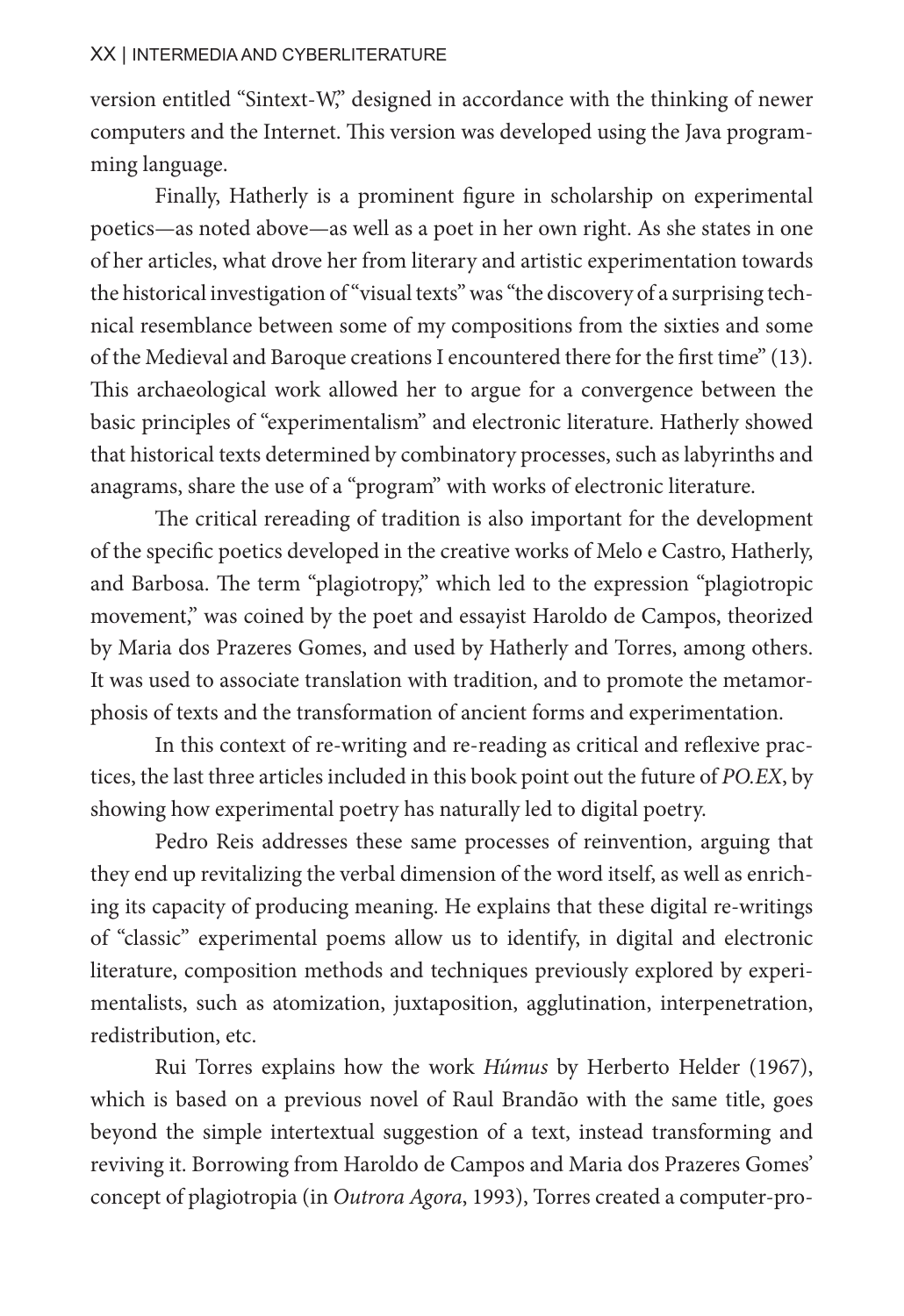version entitled "Sintext-W," designed in accordance with the thinking of newer computers and the Internet. This version was developed using the Java programming language.

Finally, Hatherly is a prominent figure in scholarship on experimental poetics—as noted above—as well as a poet in her own right. As she states in one of her articles, what drove her from literary and artistic experimentation towards the historical investigation of "visual texts" was "the discovery of a surprising technical resemblance between some of my compositions from the sixties and some of the Medieval and Baroque creations I encountered there for the first time" (13). This archaeological work allowed her to argue for a convergence between the basic principles of "experimentalism" and electronic literature. Hatherly showed that historical texts determined by combinatory processes, such as labyrinths and anagrams, share the use of a "program" with works of electronic literature.

The critical rereading of tradition is also important for the development of the specific poetics developed in the creative works of Melo e Castro, Hatherly, and Barbosa. The term "plagiotropy," which led to the expression "plagiotropic movement," was coined by the poet and essayist Haroldo de Campos, theorized by Maria dos Prazeres Gomes, and used by Hatherly and Torres, among others. It was used to associate translation with tradition, and to promote the metamorphosis of texts and the transformation of ancient forms and experimentation.

In this context of re-writing and re-reading as critical and reflexive practices, the last three articles included in this book point out the future of *PO.EX*, by showing how experimental poetry has naturally led to digital poetry.

Pedro Reis addresses these same processes of reinvention, arguing that they end up revitalizing the verbal dimension of the word itself, as well as enriching its capacity of producing meaning. He explains that these digital re-writings of "classic" experimental poems allow us to identify, in digital and electronic literature, composition methods and techniques previously explored by experimentalists, such as atomization, juxtaposition, agglutination, interpenetration, redistribution, etc.

Rui Torres explains how the work *Húmus* by Herberto Helder (1967), which is based on a previous novel of Raul Brandão with the same title, goes beyond the simple intertextual suggestion of a text, instead transforming and reviving it. Borrowing from Haroldo de Campos and Maria dos Prazeres Gomes' concept of plagiotropia (in *Outrora Agora*, 1993), Torres created a computer-pro-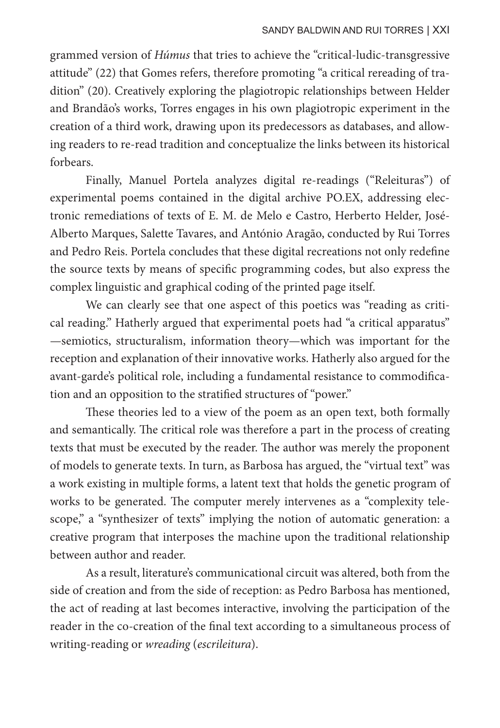grammed version of *Húmus* that tries to achieve the "critical-ludic-transgressive attitude" (22) that Gomes refers, therefore promoting "a critical rereading of tradition" (20). Creatively exploring the plagiotropic relationships between Helder and Brandão's works, Torres engages in his own plagiotropic experiment in the creation of a third work, drawing upon its predecessors as databases, and allowing readers to re-read tradition and conceptualize the links between its historical forbears.

Finally, Manuel Portela analyzes digital re-readings ("Releituras") of experimental poems contained in the digital archive PO.EX, addressing electronic remediations of texts of E. M. de Melo e Castro, Herberto Helder, José-Alberto Marques, Salette Tavares, and António Aragão, conducted by Rui Torres and Pedro Reis. Portela concludes that these digital recreations not only redefine the source texts by means of specific programming codes, but also express the complex linguistic and graphical coding of the printed page itself.

We can clearly see that one aspect of this poetics was "reading as critical reading." Hatherly argued that experimental poets had "a critical apparatus" —semiotics, structuralism, information theory—which was important for the reception and explanation of their innovative works. Hatherly also argued for the avant-garde's political role, including a fundamental resistance to commodification and an opposition to the stratified structures of "power."

These theories led to a view of the poem as an open text, both formally and semantically. The critical role was therefore a part in the process of creating texts that must be executed by the reader. The author was merely the proponent of models to generate texts. In turn, as Barbosa has argued, the "virtual text" was a work existing in multiple forms, a latent text that holds the genetic program of works to be generated. The computer merely intervenes as a "complexity telescope," a "synthesizer of texts" implying the notion of automatic generation: a creative program that interposes the machine upon the traditional relationship between author and reader.

As a result, literature's communicational circuit was altered, both from the side of creation and from the side of reception: as Pedro Barbosa has mentioned, the act of reading at last becomes interactive, involving the participation of the reader in the co-creation of the final text according to a simultaneous process of writing-reading or *wreading* (*escrileitura*).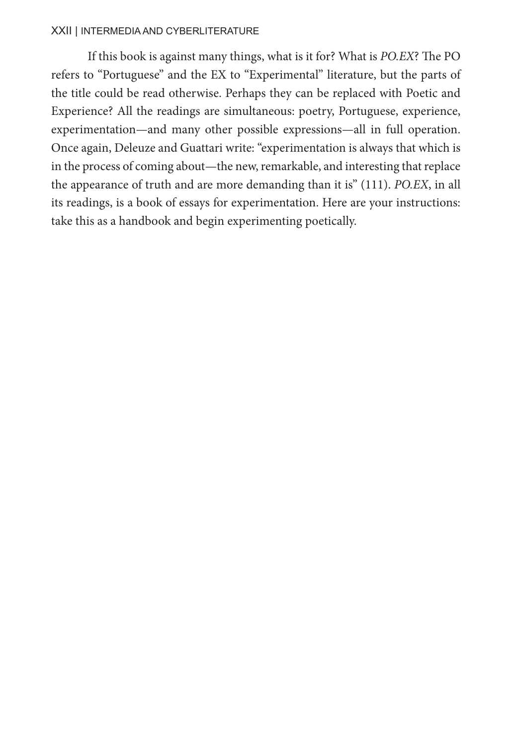If this book is against many things, what is it for? What is *PO.EX*? The PO refers to "Portuguese" and the EX to "Experimental" literature, but the parts of the title could be read otherwise. Perhaps they can be replaced with Poetic and Experience? All the readings are simultaneous: poetry, Portuguese, experience, experimentation—and many other possible expressions—all in full operation. Once again, Deleuze and Guattari write: "experimentation is always that which is in the process of coming about—the new, remarkable, and interesting that replace the appearance of truth and are more demanding than it is" (111). *PO.EX*, in all its readings, is a book of essays for experimentation. Here are your instructions: take this as a handbook and begin experimenting poetically.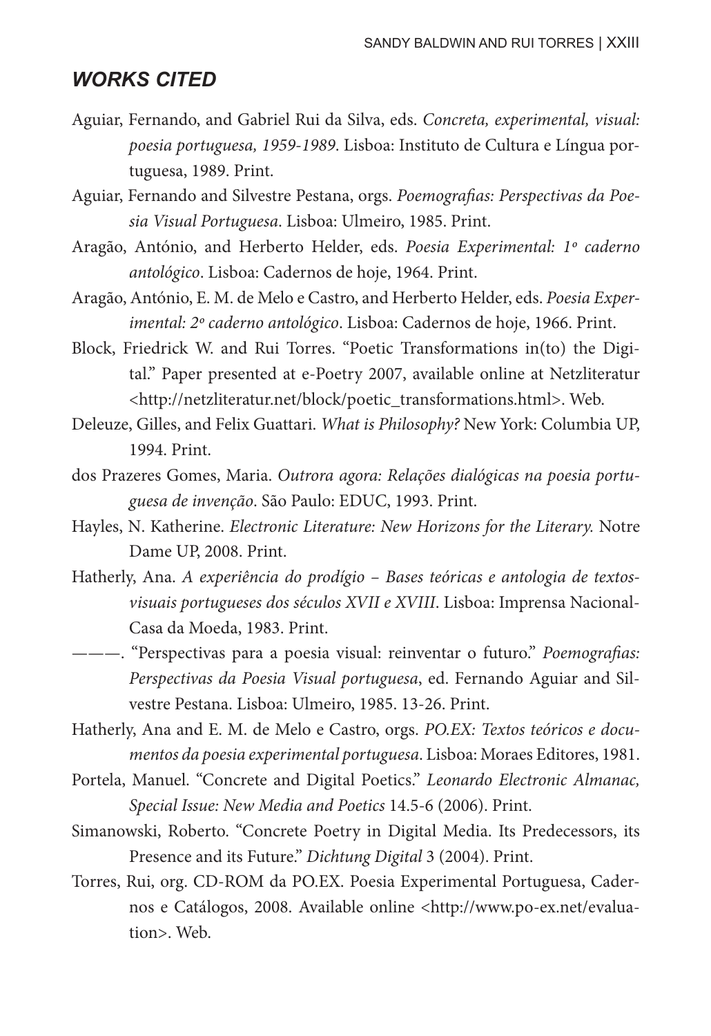## *WORKS CITED*

Aguiar, Fernando, and Gabriel Rui da Silva, eds. *Concreta, experimental, visual: poesia portuguesa, 1959-1989*. Lisboa: Instituto de Cultura e Língua portuguesa, 1989. Print.

Aguiar, Fernando and Silvestre Pestana, orgs. *Poemografias: Perspectivas da Poesia Visual Portuguesa*. Lisboa: Ulmeiro, 1985. Print.

Aragão, António, and Herberto Helder, eds. *Poesia Experimental: 1º caderno antológico*. Lisboa: Cadernos de hoje, 1964. Print.

Aragão, António, E. M. de Melo e Castro, and Herberto Helder, eds. *Poesia Experimental: 2º caderno antológico*. Lisboa: Cadernos de hoje, 1966. Print.

Block, Friedrick W. and Rui Torres. "Poetic Transformations in(to) the Digital." Paper presented at e-Poetry 2007, available online at Netzliteratur <http://netzliteratur.net/block/poetic_transformations.html>. Web.

Deleuze, Gilles, and Felix Guattari. *What is Philosophy?* New York: Columbia UP, 1994. Print.

dos Prazeres Gomes, Maria. *Outrora agora: Relações dialógicas na poesia portuguesa de invenção*. São Paulo: EDUC, 1993. Print.

Hayles, N. Katherine. *Electronic Literature: New Horizons for the Literary.* Notre Dame UP, 2008. Print.

Hatherly, Ana. *A experiência do prodígio – Bases teóricas e antologia de textos-visuais portugueses dos séculos XVII e XVIII*. Lisboa: Imprensa Nacional-Casa da Moeda, 1983. Print.

———. "Perspectivas para a poesia visual: reinventar o futuro." *Poemografias: Perspectivas da Poesia Visual portuguesa*, ed. Fernando Aguiar and Silvestre Pestana. Lisboa: Ulmeiro, 1985. 13-26. Print.

Hatherly, Ana and E. M. de Melo e Castro, orgs. *PO.EX: Textos teóricos e documentos da poesia experimental portuguesa*. Lisboa: Moraes Editores, 1981.

Portela, Manuel. "Concrete and Digital Poetics." *Leonardo Electronic Almanac, Special Issue: New Media and Poetics* 14.5-6 (2006). Print.

Simanowski, Roberto. "Concrete Poetry in Digital Media. Its Predecessors, its Presence and its Future." *Dichtung Digital* 3 (2004). Print.

Torres, Rui, org. CD-ROM da PO.EX. Poesia Experimental Portuguesa, Cadernos e Catálogos, 2008. Available online <http://www.po-ex.net/evaluation>. Web.